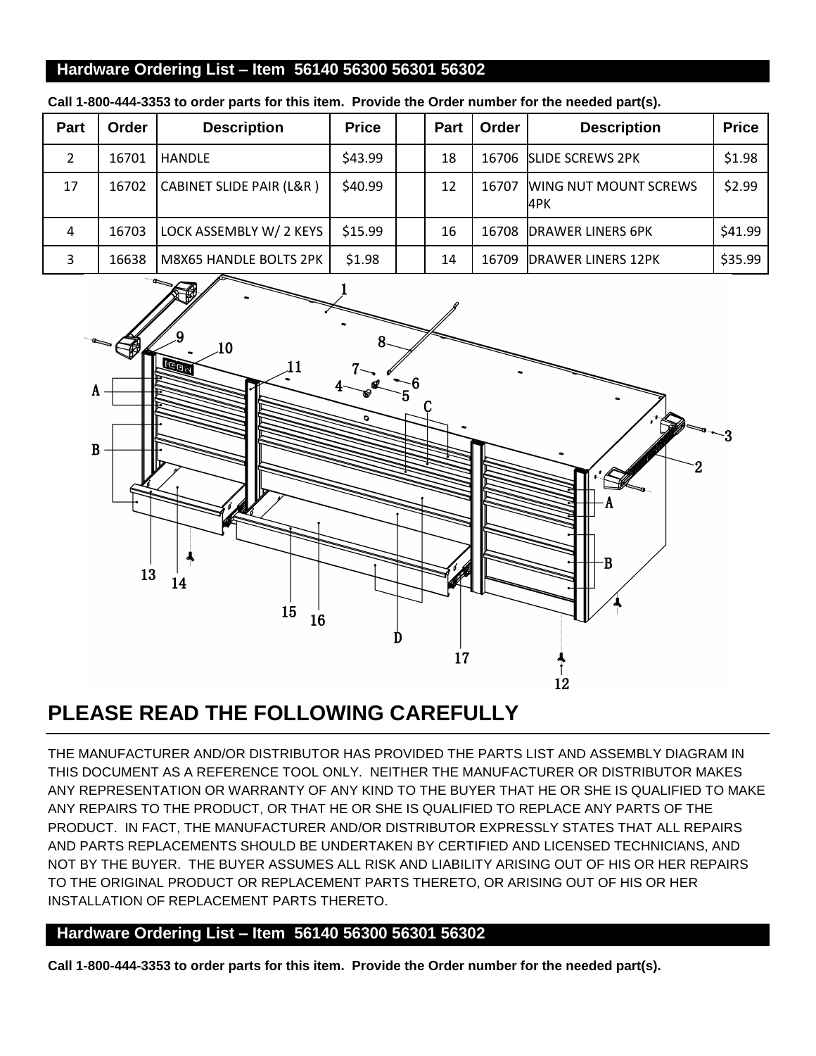## Hardware Ordering List – Item 56140 56300 56301 56302

**Call 1-800-444-3353 to order parts for this item. Provide the Order number for the needed part(s).**

| Part | Order | Description | Price | | Part | Order | Description | Price |
|---|---|---|---|---|---|---|---|---|
| 2 | 16701 | HANDLE | $43.99 | | 18 | 16706 | SLIDE SCREWS 2PK | $1.98 |
| 17 | 16702 | CABINET SLIDE PAIR (L&R ) | $40.99 | | 12 | 16707 | WING NUT MOUNT SCREWS 4PK | $2.99 |
| 4 | 16703 | LOCK ASSEMBLY W/ 2 KEYS | $15.99 | | 16 | 16708 | DRAWER LINERS 6PK | $41.99 |
| 3 | 16638 | M8X65 HANDLE BOLTS 2PK | $1.98 | | 14 | 16709 | DRAWER LINERS 12PK | $35.99 |

# PLEASE READ THE FOLLOWING CAREFULLY

THE MANUFACTURER AND/OR DISTRIBUTOR HAS PROVIDED THE PARTS LIST AND ASSEMBLY DIAGRAM IN THIS DOCUMENT AS A REFERENCE TOOL ONLY. NEITHER THE MANUFACTURER OR DISTRIBUTOR MAKES ANY REPRESENTATION OR WARRANTY OF ANY KIND TO THE BUYER THAT HE OR SHE IS QUALIFIED TO MAKE ANY REPAIRS TO THE PRODUCT, OR THAT HE OR SHE IS QUALIFIED TO REPLACE ANY PARTS OF THE PRODUCT. IN FACT, THE MANUFACTURER AND/OR DISTRIBUTOR EXPRESSLY STATES THAT ALL REPAIRS AND PARTS REPLACEMENTS SHOULD BE UNDERTAKEN BY CERTIFIED AND LICENSED TECHNICIANS, AND NOT BY THE BUYER. THE BUYER ASSUMES ALL RISK AND LIABILITY ARISING OUT OF HIS OR HER REPAIRS TO THE ORIGINAL PRODUCT OR REPLACEMENT PARTS THERETO, OR ARISING OUT OF HIS OR HER INSTALLATION OF REPLACEMENT PARTS THERETO.

## Hardware Ordering List – Item 56140 56300 56301 56302

**Call 1-800-444-3353 to order parts for this item. Provide the Order number for the needed part(s).**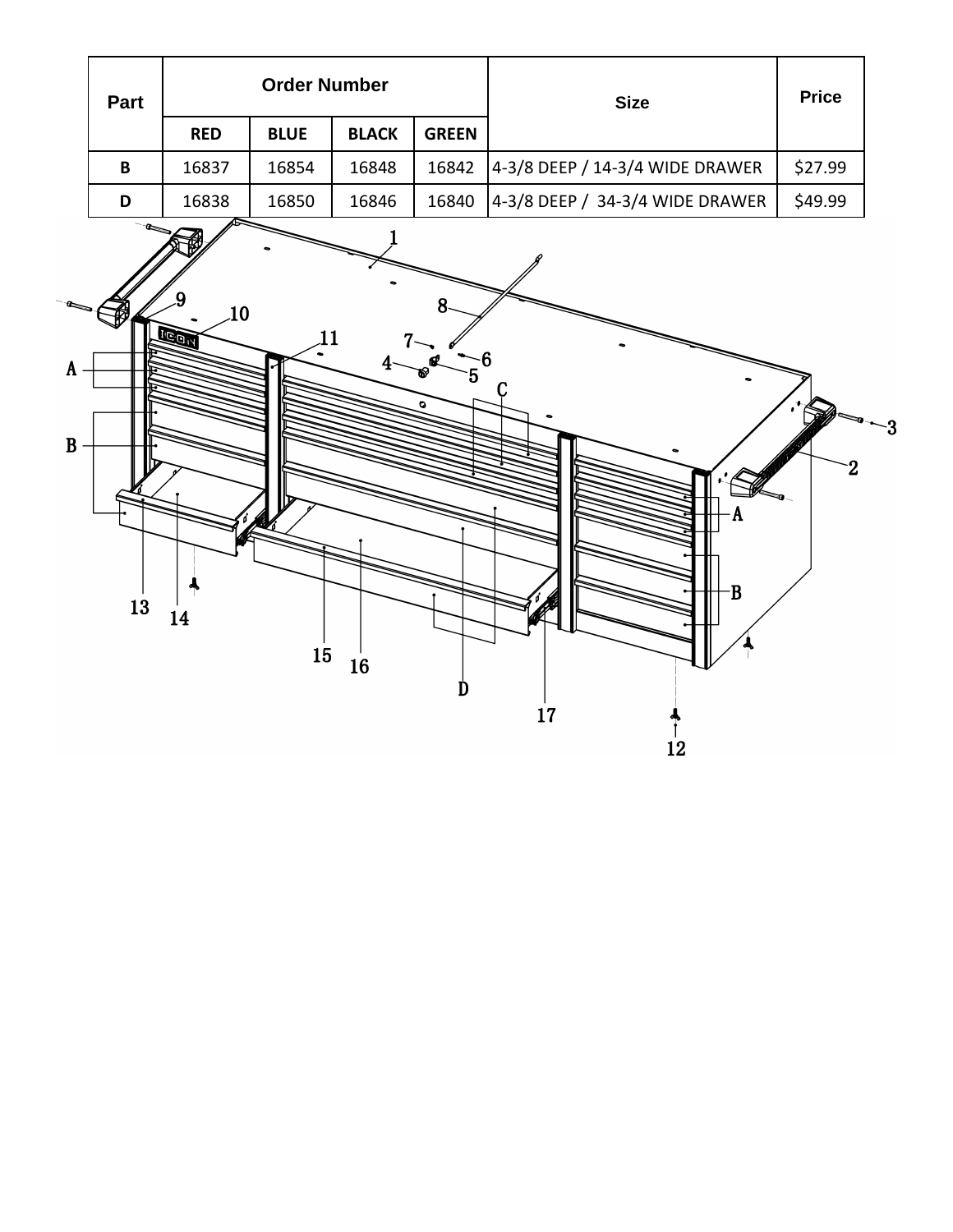| Part | Order Number | | | | Size | Price |
|---|---|---|---|---|---|---|
| | RED | BLUE | BLACK | GREEN | | |
| B | 16837 | 16854 | 16848 | 16842 | 4-3/8 DEEP / 14-3/4 WIDE DRAWER | $27.99 |
| D | 16838 | 16850 | 16846 | 16840 | 4-3/8 DEEP / 34-3/4 WIDE DRAWER | $49.99 |